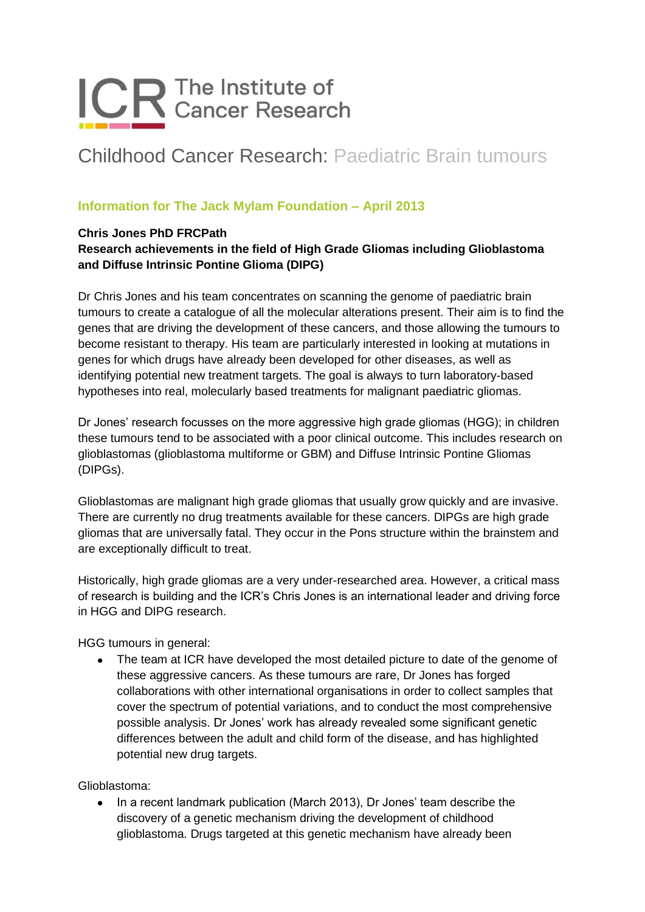ICR The Institute of Cancer Research

# Childhood Cancer Research: Paediatric Brain tumours

### Information for The Jack Mylam Foundation – April 2013

**Chris Jones PhD FRCPath**
**Research achievements in the field of High Grade Gliomas including Glioblastoma and Diffuse Intrinsic Pontine Glioma (DIPG)**

Dr Chris Jones and his team concentrates on scanning the genome of paediatric brain tumours to create a catalogue of all the molecular alterations present. Their aim is to find the genes that are driving the development of these cancers, and those allowing the tumours to become resistant to therapy. His team are particularly interested in looking at mutations in genes for which drugs have already been developed for other diseases, as well as identifying potential new treatment targets. The goal is always to turn laboratory-based hypotheses into real, molecularly based treatments for malignant paediatric gliomas.

Dr Jones' research focusses on the more aggressive high grade gliomas (HGG); in children these tumours tend to be associated with a poor clinical outcome. This includes research on glioblastomas (glioblastoma multiforme or GBM) and Diffuse Intrinsic Pontine Gliomas (DIPGs).

Glioblastomas are malignant high grade gliomas that usually grow quickly and are invasive. There are currently no drug treatments available for these cancers. DIPGs are high grade gliomas that are universally fatal. They occur in the Pons structure within the brainstem and are exceptionally difficult to treat.

Historically, high grade gliomas are a very under-researched area. However, a critical mass of research is building and the ICR's Chris Jones is an international leader and driving force in HGG and DIPG research.

HGG tumours in general:

- The team at ICR have developed the most detailed picture to date of the genome of these aggressive cancers. As these tumours are rare, Dr Jones has forged collaborations with other international organisations in order to collect samples that cover the spectrum of potential variations, and to conduct the most comprehensive possible analysis. Dr Jones' work has already revealed some significant genetic differences between the adult and child form of the disease, and has highlighted potential new drug targets.

Glioblastoma:

- In a recent landmark publication (March 2013), Dr Jones' team describe the discovery of a genetic mechanism driving the development of childhood glioblastoma. Drugs targeted at this genetic mechanism have already been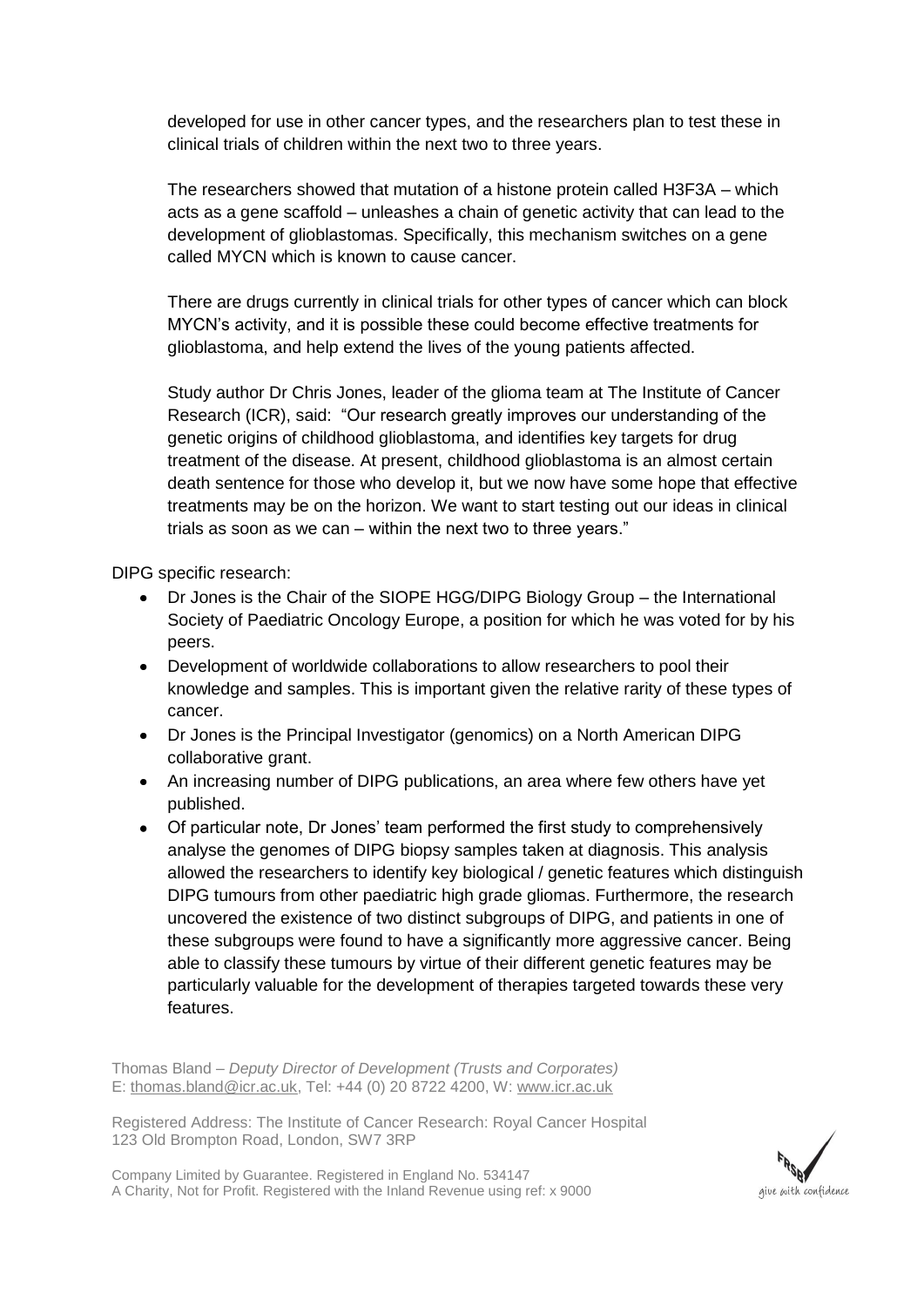developed for use in other cancer types, and the researchers plan to test these in clinical trials of children within the next two to three years.

The researchers showed that mutation of a histone protein called H3F3A – which acts as a gene scaffold – unleashes a chain of genetic activity that can lead to the development of glioblastomas. Specifically, this mechanism switches on a gene called MYCN which is known to cause cancer.

There are drugs currently in clinical trials for other types of cancer which can block MYCN's activity, and it is possible these could become effective treatments for glioblastoma, and help extend the lives of the young patients affected.

Study author Dr Chris Jones, leader of the glioma team at The Institute of Cancer Research (ICR), said: "Our research greatly improves our understanding of the genetic origins of childhood glioblastoma, and identifies key targets for drug treatment of the disease. At present, childhood glioblastoma is an almost certain death sentence for those who develop it, but we now have some hope that effective treatments may be on the horizon. We want to start testing out our ideas in clinical trials as soon as we can – within the next two to three years."

DIPG specific research:

- Dr Jones is the Chair of the SIOPE HGG/DIPG Biology Group – the International Society of Paediatric Oncology Europe, a position for which he was voted for by his peers.
- Development of worldwide collaborations to allow researchers to pool their knowledge and samples. This is important given the relative rarity of these types of cancer.
- Dr Jones is the Principal Investigator (genomics) on a North American DIPG collaborative grant.
- An increasing number of DIPG publications, an area where few others have yet published.
- Of particular note, Dr Jones' team performed the first study to comprehensively analyse the genomes of DIPG biopsy samples taken at diagnosis. This analysis allowed the researchers to identify key biological / genetic features which distinguish DIPG tumours from other paediatric high grade gliomas. Furthermore, the research uncovered the existence of two distinct subgroups of DIPG, and patients in one of these subgroups were found to have a significantly more aggressive cancer. Being able to classify these tumours by virtue of their different genetic features may be particularly valuable for the development of therapies targeted towards these very features.

Thomas Bland – *Deputy Director of Development (Trusts and Corporates)*
E: thomas.bland@icr.ac.uk, Tel: +44 (0) 20 8722 4200, W: www.icr.ac.uk

Registered Address: The Institute of Cancer Research: Royal Cancer Hospital
123 Old Brompton Road, London, SW7 3RP

Company Limited by Guarantee. Registered in England No. 534147
A Charity, Not for Profit. Registered with the Inland Revenue using ref: x 9000

give with confidence